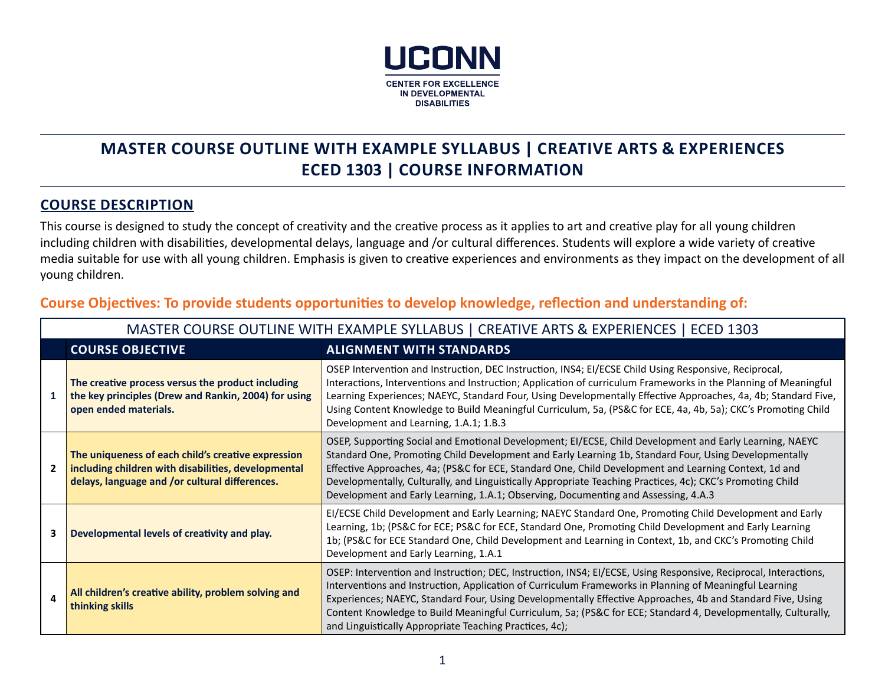UCONN

CENTER FOR EXCELLENCE IN DEVELOPMENTAL DISABILITIES

# MASTER COURSE OUTLINE WITH EXAMPLE SYLLABUS | CREATIVE ARTS & EXPERIENCES ECED 1303 | COURSE INFORMATION

## COURSE DESCRIPTION

This course is designed to study the concept of creativity and the creative process as it applies to art and creative play for all young children including children with disabilities, developmental delays, language and /or cultural differences. Students will explore a wide variety of creative media suitable for use with all young children. Emphasis is given to creative experiences and environments as they impact on the development of all young children.

### Course Objectives: To provide students opportunities to develop knowledge, reflection and understanding of:

MASTER COURSE OUTLINE WITH EXAMPLE SYLLABUS | CREATIVE ARTS & EXPERIENCES | ECED 1303

| | COURSE OBJECTIVE | ALIGNMENT WITH STANDARDS |
|---|---|---|
| 1 | **The creative process versus the product including the key principles (Drew and Rankin, 2004) for using open ended materials.** | OSEP Intervention and Instruction, DEC Instruction, INS4; EI/ECSE Child Using Responsive, Reciprocal, Interactions, Interventions and Instruction; Application of curriculum Frameworks in the Planning of Meaningful Learning Experiences; NAEYC, Standard Four, Using Developmentally Effective Approaches, 4a, 4b; Standard Five, Using Content Knowledge to Build Meaningful Curriculum, 5a, (PS&C for ECE, 4a, 4b, 5a); CKC's Promoting Child Development and Learning, 1.A.1; 1.B.3 |
| 2 | **The uniqueness of each child's creative expression including children with disabilities, developmental delays, language and /or cultural differences.** | OSEP, Supporting Social and Emotional Development; EI/ECSE, Child Development and Early Learning, NAEYC Standard One, Promoting Child Development and Early Learning 1b, Standard Four, Using Developmentally Effective Approaches, 4a; (PS&C for ECE, Standard One, Child Development and Learning Context, 1d and Developmentally, Culturally, and Linguistically Appropriate Teaching Practices, 4c); CKC's Promoting Child Development and Early Learning, 1.A.1; Observing, Documenting and Assessing, 4.A.3 |
| 3 | **Developmental levels of creativity and play.** | EI/ECSE Child Development and Early Learning; NAEYC Standard One, Promoting Child Development and Early Learning, 1b; (PS&C for ECE; PS&C for ECE, Standard One, Promoting Child Development and Early Learning 1b; (PS&C for ECE Standard One, Child Development and Learning in Context, 1b, and CKC's Promoting Child Development and Early Learning, 1.A.1 |
| 4 | **All children's creative ability, problem solving and thinking skills** | OSEP: Intervention and Instruction; DEC, Instruction, INS4; EI/ECSE, Using Responsive, Reciprocal, Interactions, Interventions and Instruction, Application of Curriculum Frameworks in Planning of Meaningful Learning Experiences; NAEYC, Standard Four, Using Developmentally Effective Approaches, 4b and Standard Five, Using Content Knowledge to Build Meaningful Curriculum, 5a; (PS&C for ECE; Standard 4, Developmentally, Culturally, and Linguistically Appropriate Teaching Practices, 4c); |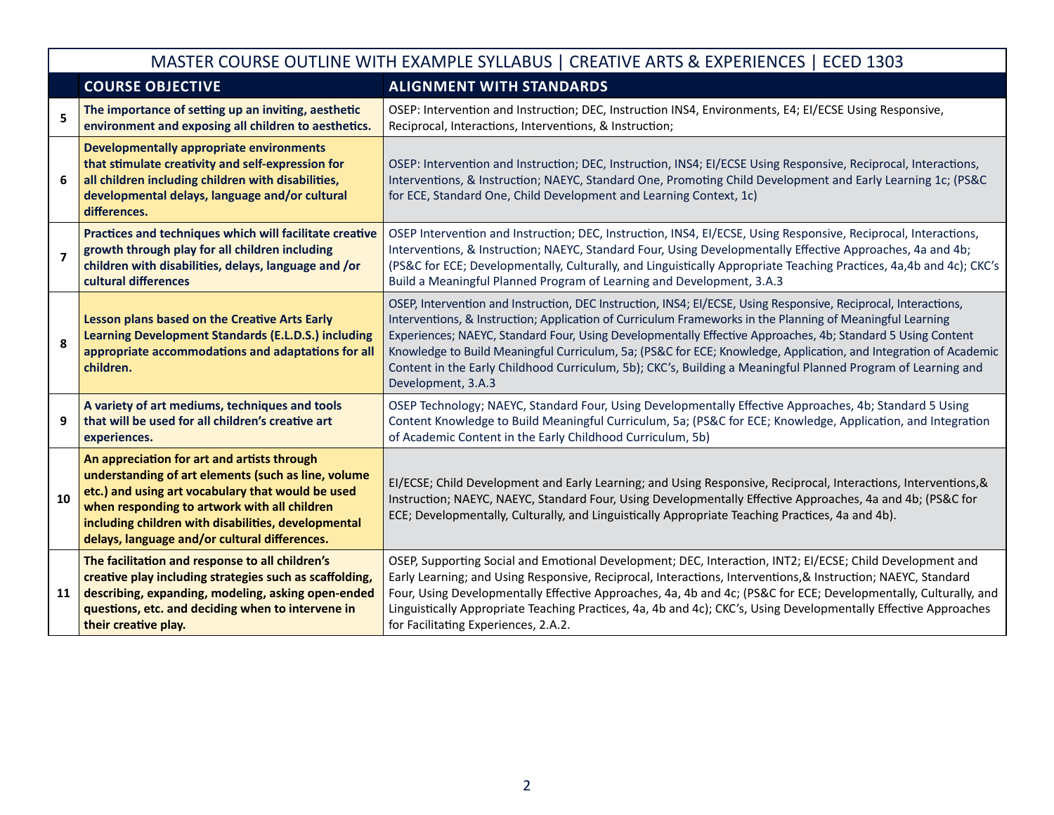| | MASTER COURSE OUTLINE WITH EXAMPLE SYLLABUS \| CREATIVE ARTS & EXPERIENCES \| ECED 1303 | |
|---|---|---|
| | **COURSE OBJECTIVE** | **ALIGNMENT WITH STANDARDS** |
| **5** | **The importance of setting up an inviting, aesthetic environment and exposing all children to aesthetics.** | OSEP: Intervention and Instruction; DEC, Instruction INS4, Environments, E4; EI/ECSE Using Responsive, Reciprocal, Interactions, Interventions, & Instruction; |
| **6** | **Developmentally appropriate environments that stimulate creativity and self-expression for all children including children with disabilities, developmental delays, language and/or cultural differences.** | OSEP: Intervention and Instruction; DEC, Instruction, INS4; EI/ECSE Using Responsive, Reciprocal, Interactions, Interventions, & Instruction; NAEYC, Standard One, Promoting Child Development and Early Learning 1c; (PS&C for ECE, Standard One, Child Development and Learning Context, 1c) |
| **7** | **Practices and techniques which will facilitate creative growth through play for all children including children with disabilities, delays, language and /or cultural differences** | OSEP Intervention and Instruction; DEC, Instruction, INS4, EI/ECSE, Using Responsive, Reciprocal, Interactions, Interventions, & Instruction; NAEYC, Standard Four, Using Developmentally Effective Approaches, 4a and 4b; (PS&C for ECE; Developmentally, Culturally, and Linguistically Appropriate Teaching Practices, 4a,4b and 4c); CKC's Build a Meaningful Planned Program of Learning and Development, 3.A.3 |
| **8** | **Lesson plans based on the Creative Arts Early Learning Development Standards (E.L.D.S.) including appropriate accommodations and adaptations for all children.** | OSEP, Intervention and Instruction, DEC Instruction, INS4; EI/ECSE, Using Responsive, Reciprocal, Interactions, Interventions, & Instruction; Application of Curriculum Frameworks in the Planning of Meaningful Learning Experiences; NAEYC, Standard Four, Using Developmentally Effective Approaches, 4b; Standard 5 Using Content Knowledge to Build Meaningful Curriculum, 5a; (PS&C for ECE; Knowledge, Application, and Integration of Academic Content in the Early Childhood Curriculum, 5b); CKC's, Building a Meaningful Planned Program of Learning and Development, 3.A.3 |
| **9** | **A variety of art mediums, techniques and tools that will be used for all children's creative art experiences.** | OSEP Technology; NAEYC, Standard Four, Using Developmentally Effective Approaches, 4b; Standard 5 Using Content Knowledge to Build Meaningful Curriculum, 5a; (PS&C for ECE; Knowledge, Application, and Integration of Academic Content in the Early Childhood Curriculum, 5b) |
| **10** | **An appreciation for art and artists through understanding of art elements (such as line, volume etc.) and using art vocabulary that would be used when responding to artwork with all children including children with disabilities, developmental delays, language and/or cultural differences.** | EI/ECSE; Child Development and Early Learning; and Using Responsive, Reciprocal, Interactions, Interventions,& Instruction; NAEYC, NAEYC, Standard Four, Using Developmentally Effective Approaches, 4a and 4b; (PS&C for ECE; Developmentally, Culturally, and Linguistically Appropriate Teaching Practices, 4a and 4b). |
| **11** | **The facilitation and response to all children's creative play including strategies such as scaffolding, describing, expanding, modeling, asking open-ended questions, etc. and deciding when to intervene in their creative play.** | OSEP, Supporting Social and Emotional Development; DEC, Interaction, INT2; EI/ECSE; Child Development and Early Learning; and Using Responsive, Reciprocal, Interactions, Interventions,& Instruction; NAEYC, Standard Four, Using Developmentally Effective Approaches, 4a, 4b and 4c; (PS&C for ECE; Developmentally, Culturally, and Linguistically Appropriate Teaching Practices, 4a, 4b and 4c); CKC's, Using Developmentally Effective Approaches for Facilitating Experiences, 2.A.2. |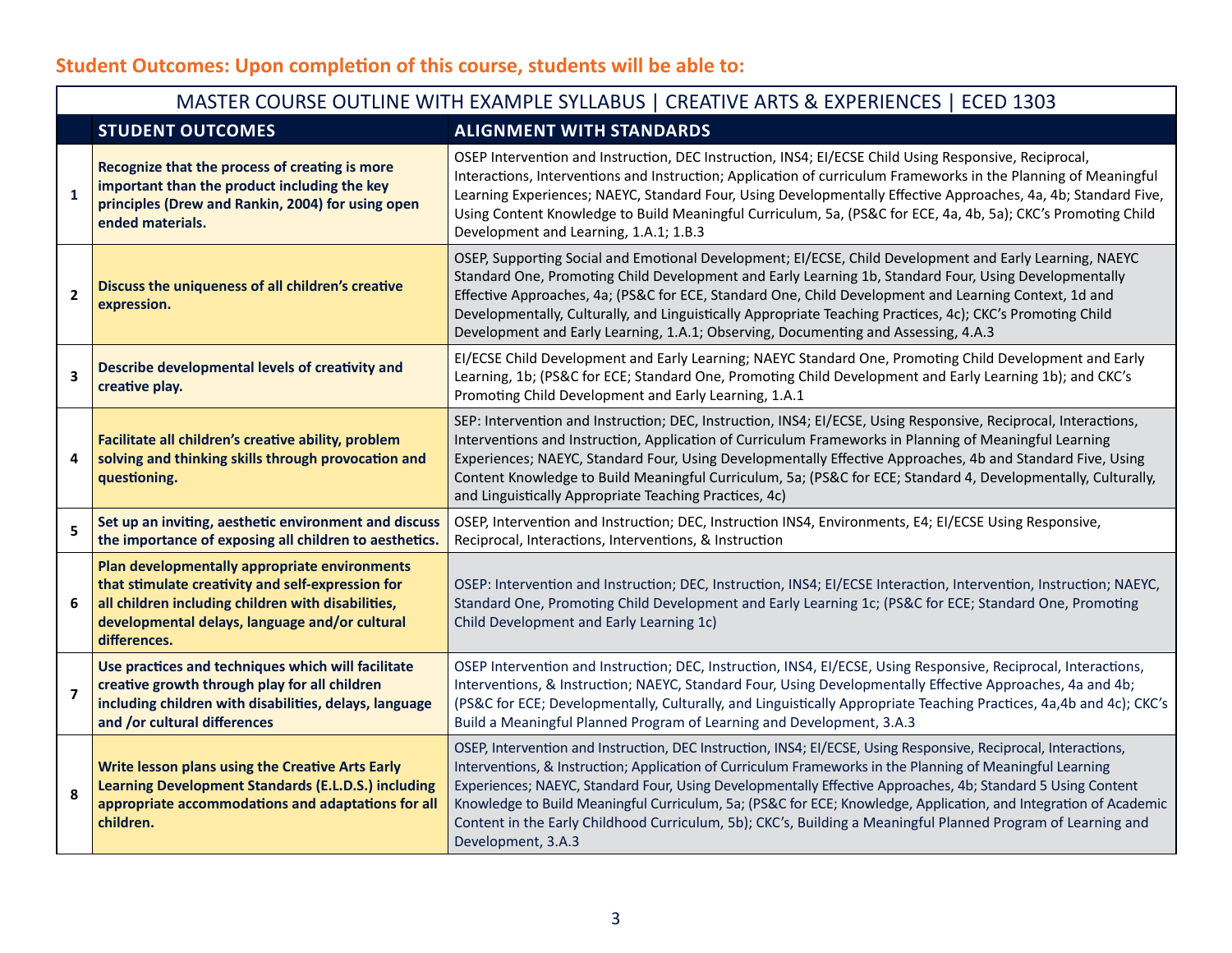## Student Outcomes: Upon completion of this course, students will be able to:

MASTER COURSE OUTLINE WITH EXAMPLE SYLLABUS | CREATIVE ARTS & EXPERIENCES | ECED 1303

| | STUDENT OUTCOMES | ALIGNMENT WITH STANDARDS |
|---|---|---|
| 1 | **Recognize that the process of creating is more important than the product including the key principles (Drew and Rankin, 2004) for using open ended materials.** | OSEP Intervention and Instruction, DEC Instruction, INS4; EI/ECSE Child Using Responsive, Reciprocal, Interactions, Interventions and Instruction; Application of curriculum Frameworks in the Planning of Meaningful Learning Experiences; NAEYC, Standard Four, Using Developmentally Effective Approaches, 4a, 4b; Standard Five, Using Content Knowledge to Build Meaningful Curriculum, 5a, (PS&C for ECE, 4a, 4b, 5a); CKC's Promoting Child Development and Learning, 1.A.1; 1.B.3 |
| 2 | **Discuss the uniqueness of all children's creative expression.** | OSEP, Supporting Social and Emotional Development; EI/ECSE, Child Development and Early Learning, NAEYC Standard One, Promoting Child Development and Early Learning 1b, Standard Four, Using Developmentally Effective Approaches, 4a; (PS&C for ECE, Standard One, Child Development and Learning Context, 1d and Developmentally, Culturally, and Linguistically Appropriate Teaching Practices, 4c); CKC's Promoting Child Development and Early Learning, 1.A.1; Observing, Documenting and Assessing, 4.A.3 |
| 3 | **Describe developmental levels of creativity and creative play.** | EI/ECSE Child Development and Early Learning; NAEYC Standard One, Promoting Child Development and Early Learning, 1b; (PS&C for ECE; Standard One, Promoting Child Development and Early Learning 1b); and CKC's Promoting Child Development and Early Learning, 1.A.1 |
| 4 | **Facilitate all children's creative ability, problem solving and thinking skills through provocation and questioning.** | SEP: Intervention and Instruction; DEC, Instruction, INS4; EI/ECSE, Using Responsive, Reciprocal, Interactions, Interventions and Instruction, Application of Curriculum Frameworks in Planning of Meaningful Learning Experiences; NAEYC, Standard Four, Using Developmentally Effective Approaches, 4b and Standard Five, Using Content Knowledge to Build Meaningful Curriculum, 5a; (PS&C for ECE; Standard 4, Developmentally, Culturally, and Linguistically Appropriate Teaching Practices, 4c) |
| 5 | **Set up an inviting, aesthetic environment and discuss the importance of exposing all children to aesthetics.** | OSEP, Intervention and Instruction; DEC, Instruction INS4, Environments, E4; EI/ECSE Using Responsive, Reciprocal, Interactions, Interventions, & Instruction |
| 6 | **Plan developmentally appropriate environments that stimulate creativity and self-expression for all children including children with disabilities, developmental delays, language and/or cultural differences.** | OSEP: Intervention and Instruction; DEC, Instruction, INS4; EI/ECSE Interaction, Intervention, Instruction; NAEYC, Standard One, Promoting Child Development and Early Learning 1c; (PS&C for ECE; Standard One, Promoting Child Development and Early Learning 1c) |
| 7 | **Use practices and techniques which will facilitate creative growth through play for all children including children with disabilities, delays, language and /or cultural differences** | OSEP Intervention and Instruction; DEC, Instruction, INS4, EI/ECSE, Using Responsive, Reciprocal, Interactions, Interventions, & Instruction; NAEYC, Standard Four, Using Developmentally Effective Approaches, 4a and 4b; (PS&C for ECE; Developmentally, Culturally, and Linguistically Appropriate Teaching Practices, 4a,4b and 4c); CKC's Build a Meaningful Planned Program of Learning and Development, 3.A.3 |
| 8 | **Write lesson plans using the Creative Arts Early Learning Development Standards (E.L.D.S.) including appropriate accommodations and adaptations for all children.** | OSEP, Intervention and Instruction, DEC Instruction, INS4; EI/ECSE, Using Responsive, Reciprocal, Interactions, Interventions, & Instruction; Application of Curriculum Frameworks in the Planning of Meaningful Learning Experiences; NAEYC, Standard Four, Using Developmentally Effective Approaches, 4b; Standard 5 Using Content Knowledge to Build Meaningful Curriculum, 5a; (PS&C for ECE; Knowledge, Application, and Integration of Academic Content in the Early Childhood Curriculum, 5b); CKC's, Building a Meaningful Planned Program of Learning and Development, 3.A.3 |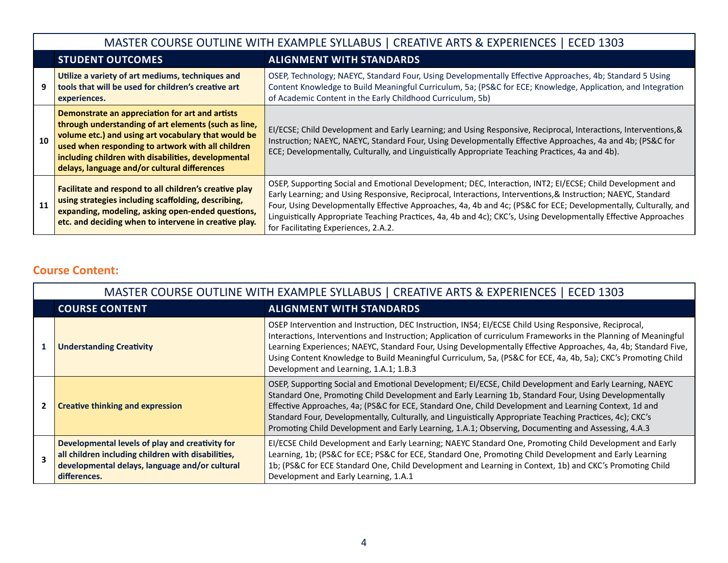| MASTER COURSE OUTLINE WITH EXAMPLE SYLLABUS \| CREATIVE ARTS & EXPERIENCES \| ECED 1303 | | |
|---|---|---|
| | **STUDENT OUTCOMES** | **ALIGNMENT WITH STANDARDS** |
| 9 | **Utilize a variety of art mediums, techniques and tools that will be used for children's creative art experiences.** | OSEP, Technology; NAEYC, Standard Four, Using Developmentally Effective Approaches, 4b; Standard 5 Using Content Knowledge to Build Meaningful Curriculum, 5a; (PS&C for ECE; Knowledge, Application, and Integration of Academic Content in the Early Childhood Curriculum, 5b) |
| 10 | **Demonstrate an appreciation for art and artists through understanding of art elements (such as line, volume etc.) and using art vocabulary that would be used when responding to artwork with all children including children with disabilities, developmental delays, language and/or cultural differences** | EI/ECSE; Child Development and Early Learning; and Using Responsive, Reciprocal, Interactions, Interventions,& Instruction; NAEYC, NAEYC, Standard Four, Using Developmentally Effective Approaches, 4a and 4b; (PS&C for ECE; Developmentally, Culturally, and Linguistically Appropriate Teaching Practices, 4a and 4b). |
| 11 | **Facilitate and respond to all children's creative play using strategies including scaffolding, describing, expanding, modeling, asking open-ended questions, etc. and deciding when to intervene in creative play.** | OSEP, Supporting Social and Emotional Development; DEC, Interaction, INT2; EI/ECSE; Child Development and Early Learning; and Using Responsive, Reciprocal, Interactions, Interventions,& Instruction; NAEYC, Standard Four, Using Developmentally Effective Approaches, 4a, 4b and 4c; (PS&C for ECE; Developmentally, Culturally, and Linguistically Appropriate Teaching Practices, 4a, 4b and 4c); CKC's, Using Developmentally Effective Approaches for Facilitating Experiences, 2.A.2. |

## Course Content:

| MASTER COURSE OUTLINE WITH EXAMPLE SYLLABUS \| CREATIVE ARTS & EXPERIENCES \| ECED 1303 | | |
|---|---|---|
| | **COURSE CONTENT** | **ALIGNMENT WITH STANDARDS** |
| 1 | **Understanding Creativity** | OSEP Intervention and Instruction, DEC Instruction, INS4; EI/ECSE Child Using Responsive, Reciprocal, Interactions, Interventions and Instruction; Application of curriculum Frameworks in the Planning of Meaningful Learning Experiences; NAEYC, Standard Four, Using Developmentally Effective Approaches, 4a, 4b; Standard Five, Using Content Knowledge to Build Meaningful Curriculum, 5a, (PS&C for ECE, 4a, 4b, 5a); CKC's Promoting Child Development and Learning, 1.A.1; 1.B.3 |
| 2 | **Creative thinking and expression** | OSEP, Supporting Social and Emotional Development; EI/ECSE, Child Development and Early Learning, NAEYC Standard One, Promoting Child Development and Early Learning 1b, Standard Four, Using Developmentally Effective Approaches, 4a; (PS&C for ECE, Standard One, Child Development and Learning Context, 1d and Standard Four, Developmentally, Culturally, and Linguistically Appropriate Teaching Practices, 4c); CKC's Promoting Child Development and Early Learning, 1.A.1; Observing, Documenting and Assessing, 4.A.3 |
| 3 | **Developmental levels of play and creativity for all children including children with disabilities, developmental delays, language and/or cultural differences.** | EI/ECSE Child Development and Early Learning; NAEYC Standard One, Promoting Child Development and Early Learning, 1b; (PS&C for ECE; PS&C for ECE, Standard One, Promoting Child Development and Early Learning 1b; (PS&C for ECE Standard One, Child Development and Learning in Context, 1b) and CKC's Promoting Child Development and Early Learning, 1.A.1 |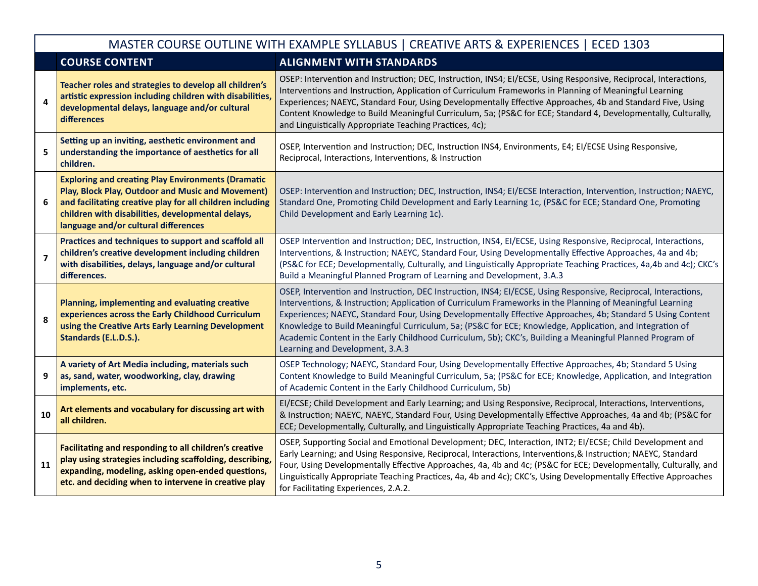| | COURSE CONTENT | ALIGNMENT WITH STANDARDS |
|---|---|---|
| 4 | **Teacher roles and strategies to develop all children's artistic expression including children with disabilities, developmental delays, language and/or cultural differences** | OSEP: Intervention and Instruction; DEC, Instruction, INS4; EI/ECSE, Using Responsive, Reciprocal, Interactions, Interventions and Instruction, Application of Curriculum Frameworks in Planning of Meaningful Learning Experiences; NAEYC, Standard Four, Using Developmentally Effective Approaches, 4b and Standard Five, Using Content Knowledge to Build Meaningful Curriculum, 5a; (PS&C for ECE; Standard 4, Developmentally, Culturally, and Linguistically Appropriate Teaching Practices, 4c); |
| 5 | **Setting up an inviting, aesthetic environment and understanding the importance of aesthetics for all children.** | OSEP, Intervention and Instruction; DEC, Instruction INS4, Environments, E4; EI/ECSE Using Responsive, Reciprocal, Interactions, Interventions, & Instruction |
| 6 | **Exploring and creating Play Environments (Dramatic Play, Block Play, Outdoor and Music and Movement) and facilitating creative play for all children including children with disabilities, developmental delays, language and/or cultural differences** | OSEP: Intervention and Instruction; DEC, Instruction, INS4; EI/ECSE Interaction, Intervention, Instruction; NAEYC, Standard One, Promoting Child Development and Early Learning 1c, (PS&C for ECE; Standard One, Promoting Child Development and Early Learning 1c). |
| 7 | **Practices and techniques to support and scaffold all children's creative development including children with disabilities, delays, language and/or cultural differences.** | OSEP Intervention and Instruction; DEC, Instruction, INS4, EI/ECSE, Using Responsive, Reciprocal, Interactions, Interventions, & Instruction; NAEYC, Standard Four, Using Developmentally Effective Approaches, 4a and 4b; (PS&C for ECE; Developmentally, Culturally, and Linguistically Appropriate Teaching Practices, 4a,4b and 4c); CKC's Build a Meaningful Planned Program of Learning and Development, 3.A.3 |
| 8 | **Planning, implementing and evaluating creative experiences across the Early Childhood Curriculum using the Creative Arts Early Learning Development Standards (E.L.D.S.).** | OSEP, Intervention and Instruction, DEC Instruction, INS4; EI/ECSE, Using Responsive, Reciprocal, Interactions, Interventions, & Instruction; Application of Curriculum Frameworks in the Planning of Meaningful Learning Experiences; NAEYC, Standard Four, Using Developmentally Effective Approaches, 4b; Standard 5 Using Content Knowledge to Build Meaningful Curriculum, 5a; (PS&C for ECE; Knowledge, Application, and Integration of Academic Content in the Early Childhood Curriculum, 5b); CKC's, Building a Meaningful Planned Program of Learning and Development, 3.A.3 |
| 9 | **A variety of Art Media including, materials such as, sand, water, woodworking, clay, drawing implements, etc.** | OSEP Technology; NAEYC, Standard Four, Using Developmentally Effective Approaches, 4b; Standard 5 Using Content Knowledge to Build Meaningful Curriculum, 5a; (PS&C for ECE; Knowledge, Application, and Integration of Academic Content in the Early Childhood Curriculum, 5b) |
| 10 | **Art elements and vocabulary for discussing art with all children.** | EI/ECSE; Child Development and Early Learning; and Using Responsive, Reciprocal, Interactions, Interventions, & Instruction; NAEYC, NAEYC, Standard Four, Using Developmentally Effective Approaches, 4a and 4b; (PS&C for ECE; Developmentally, Culturally, and Linguistically Appropriate Teaching Practices, 4a and 4b). |
| 11 | **Facilitating and responding to all children's creative play using strategies including scaffolding, describing, expanding, modeling, asking open-ended questions, etc. and deciding when to intervene in creative play** | OSEP, Supporting Social and Emotional Development; DEC, Interaction, INT2; EI/ECSE; Child Development and Early Learning; and Using Responsive, Reciprocal, Interactions, Interventions,& Instruction; NAEYC, Standard Four, Using Developmentally Effective Approaches, 4a, 4b and 4c; (PS&C for ECE; Developmentally, Culturally, and Linguistically Appropriate Teaching Practices, 4a, 4b and 4c); CKC's, Using Developmentally Effective Approaches for Facilitating Experiences, 2.A.2. |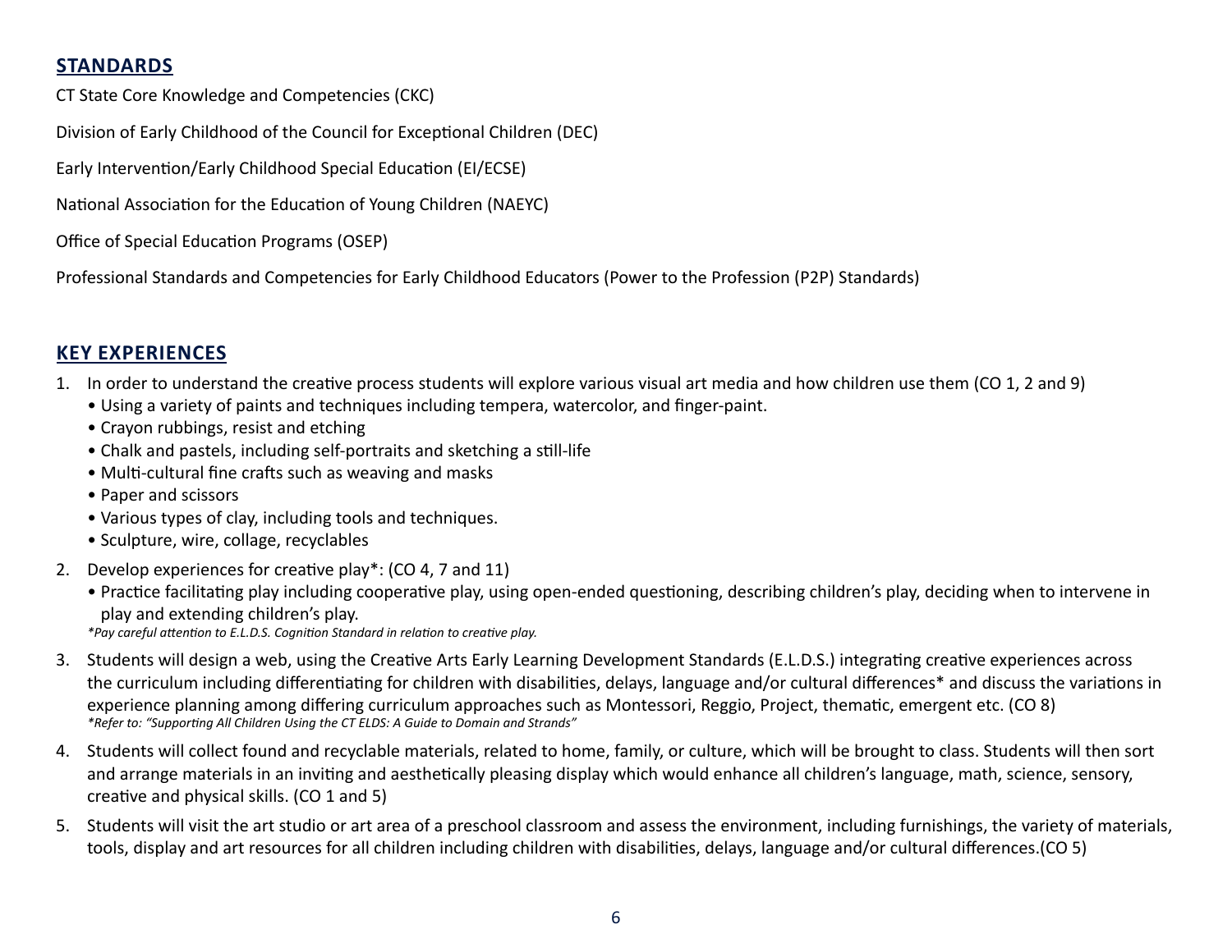## STANDARDS

CT State Core Knowledge and Competencies (CKC)

Division of Early Childhood of the Council for Exceptional Children (DEC)

Early Intervention/Early Childhood Special Education (EI/ECSE)

National Association for the Education of Young Children (NAEYC)

Office of Special Education Programs (OSEP)

Professional Standards and Competencies for Early Childhood Educators (Power to the Profession (P2P) Standards)

## KEY EXPERIENCES

1. In order to understand the creative process students will explore various visual art media and how children use them (CO 1, 2 and 9)
   - Using a variety of paints and techniques including tempera, watercolor, and finger-paint.
   - Crayon rubbings, resist and etching
   - Chalk and pastels, including self-portraits and sketching a still-life
   - Multi-cultural fine crafts such as weaving and masks
   - Paper and scissors
   - Various types of clay, including tools and techniques.
   - Sculpture, wire, collage, recyclables
2. Develop experiences for creative play*: (CO 4, 7 and 11)
   - Practice facilitating play including cooperative play, using open-ended questioning, describing children's play, deciding when to intervene in play and extending children's play.

   *\*Pay careful attention to E.L.D.S. Cognition Standard in relation to creative play.*
3. Students will design a web, using the Creative Arts Early Learning Development Standards (E.L.D.S.) integrating creative experiences across the curriculum including differentiating for children with disabilities, delays, language and/or cultural differences* and discuss the variations in experience planning among differing curriculum approaches such as Montessori, Reggio, Project, thematic, emergent etc. (CO 8)

   *\*Refer to: "Supporting All Children Using the CT ELDS: A Guide to Domain and Strands"*
4. Students will collect found and recyclable materials, related to home, family, or culture, which will be brought to class. Students will then sort and arrange materials in an inviting and aesthetically pleasing display which would enhance all children's language, math, science, sensory, creative and physical skills. (CO 1 and 5)
5. Students will visit the art studio or art area of a preschool classroom and assess the environment, including furnishings, the variety of materials, tools, display and art resources for all children including children with disabilities, delays, language and/or cultural differences.(CO 5)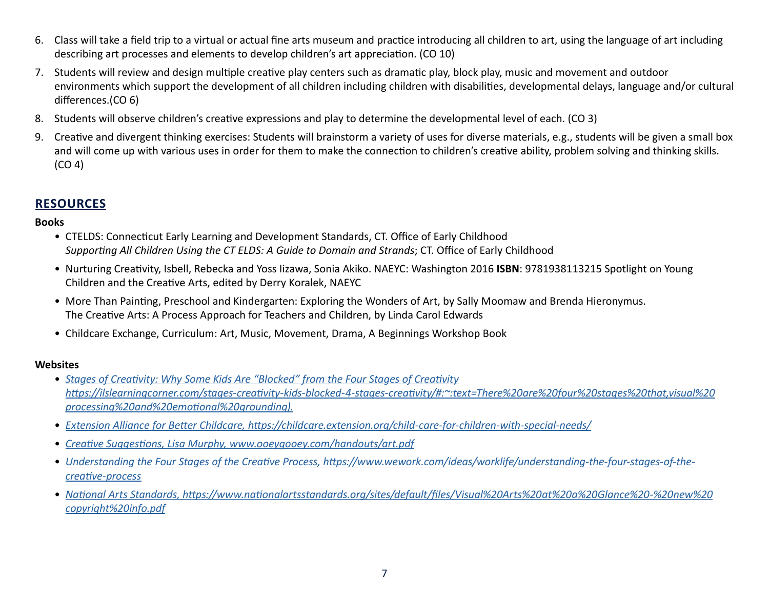6. Class will take a field trip to a virtual or actual fine arts museum and practice introducing all children to art, using the language of art including describing art processes and elements to develop children's art appreciation. (CO 10)
7. Students will review and design multiple creative play centers such as dramatic play, block play, music and movement and outdoor environments which support the development of all children including children with disabilities, developmental delays, language and/or cultural differences.(CO 6)
8. Students will observe children's creative expressions and play to determine the developmental level of each. (CO 3)
9. Creative and divergent thinking exercises: Students will brainstorm a variety of uses for diverse materials, e.g., students will be given a small box and will come up with various uses in order for them to make the connection to children's creative ability, problem solving and thinking skills. (CO 4)

## RESOURCES

**Books**

- CTELDS: Connecticut Early Learning and Development Standards, CT. Office of Early Childhood
  *Supporting All Children Using the CT ELDS: A Guide to Domain and Strands*; CT. Office of Early Childhood
- Nurturing Creativity, Isbell, Rebecka and Yoss Iizawa, Sonia Akiko. NAEYC: Washington 2016 **ISBN**: 9781938113215 Spotlight on Young Children and the Creative Arts, edited by Derry Koralek, NAEYC
- More Than Painting, Preschool and Kindergarten: Exploring the Wonders of Art, by Sally Moomaw and Brenda Hieronymus.
  The Creative Arts: A Process Approach for Teachers and Children, by Linda Carol Edwards
- Childcare Exchange, Curriculum: Art, Music, Movement, Drama, A Beginnings Workshop Book

**Websites**

- *Stages of Creativity: Why Some Kids Are "Blocked" from the Four Stages of Creativity https://ilslearningcorner.com/stages-creativity-kids-blocked-4-stages-creativity/#:~:text=There%20are%20four%20stages%20that,visual%20processing%20and%20emotional%20grounding).*
- *Extension Alliance for Better Childcare, https://childcare.extension.org/child-care-for-children-with-special-needs/*
- *Creative Suggestions, Lisa Murphy, www.ooeygooey.com/handouts/art.pdf*
- *Understanding the Four Stages of the Creative Process, https://www.wework.com/ideas/worklife/understanding-the-four-stages-of-the-creative-process*
- *National Arts Standards, https://www.nationalartsstandards.org/sites/default/files/Visual%20Arts%20at%20a%20Glance%20-%20new%20copyright%20info.pdf*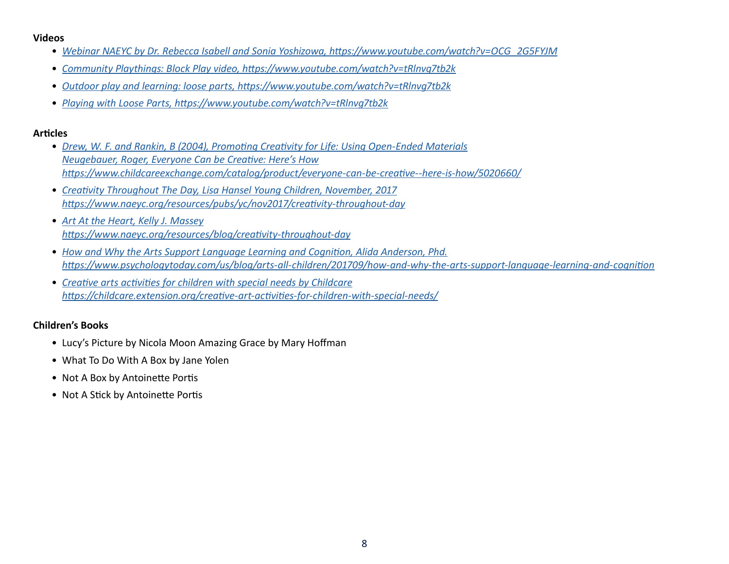**Videos**

- *Webinar NAEYC by Dr. Rebecca Isabell and Sonia Yoshizowa, https://www.youtube.com/watch?v=OCG_2G5FYJM*
- *Community Playthings: Block Play video, https://www.youtube.com/watch?v=tRlnvg7tb2k*
- *Outdoor play and learning: loose parts, https://www.youtube.com/watch?v=tRlnvg7tb2k*
- *Playing with Loose Parts, https://www.youtube.com/watch?v=tRlnvg7tb2k*

**Articles**

- *Drew, W. F. and Rankin, B (2004), Promoting Creativity for Life: Using Open-Ended Materials*
  *Neugebauer, Roger, Everyone Can be Creative: Here's How*
  *https://www.childcareexchange.com/catalog/product/everyone-can-be-creative--here-is-how/5020660/*
- *Creativity Throughout The Day, Lisa Hansel Young Children, November, 2017*
  *https://www.naeyc.org/resources/pubs/yc/nov2017/creativity-throughout-day*
- *Art At the Heart, Kelly J. Massey*
  *https://www.naeyc.org/resources/blog/creativity-throughout-day*
- *How and Why the Arts Support Language Learning and Cognition, Alida Anderson, Phd.*
  *https://www.psychologytoday.com/us/blog/arts-all-children/201709/how-and-why-the-arts-support-language-learning-and-cognition*
- *Creative arts activities for children with special needs by Childcare*
  *https://childcare.extension.org/creative-art-activities-for-children-with-special-needs/*

**Children's Books**

- Lucy's Picture by Nicola Moon Amazing Grace by Mary Hoffman
- What To Do With A Box by Jane Yolen
- Not A Box by Antoinette Portis
- Not A Stick by Antoinette Portis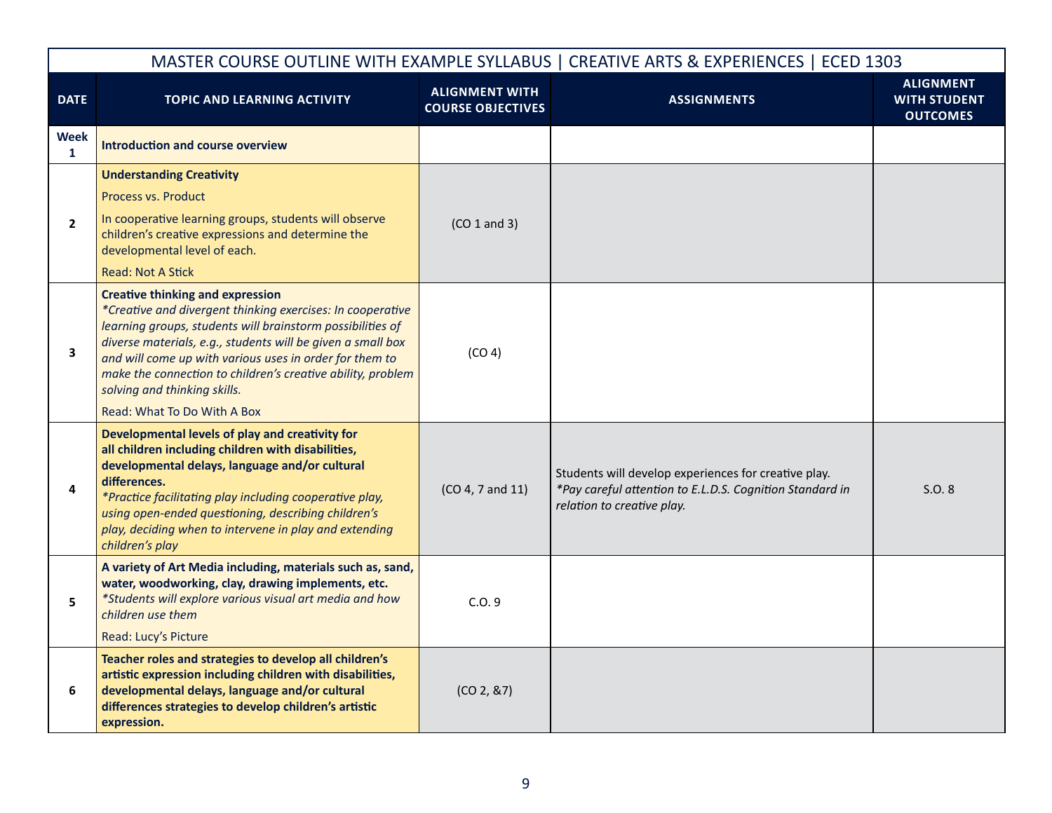| MASTER COURSE OUTLINE WITH EXAMPLE SYLLABUS \| CREATIVE ARTS & EXPERIENCES \| ECED 1303 | | | | |
|---|---|---|---|---|
| **DATE** | **TOPIC AND LEARNING ACTIVITY** | **ALIGNMENT WITH COURSE OBJECTIVES** | **ASSIGNMENTS** | **ALIGNMENT WITH STUDENT OUTCOMES** |
| **Week 1** | **Introduction and course overview** | | | |
| **2** | **Understanding Creativity**<br>Process vs. Product<br>In cooperative learning groups, students will observe children's creative expressions and determine the developmental level of each.<br>Read: Not A Stick | (CO 1 and 3) | | |
| **3** | **Creative thinking and expression**<br>*\*Creative and divergent thinking exercises: In cooperative learning groups, students will brainstorm possibilities of diverse materials, e.g., students will be given a small box and will come up with various uses in order for them to make the connection to children's creative ability, problem solving and thinking skills.*<br>Read: What To Do With A Box | (CO 4) | | |
| **4** | **Developmental levels of play and creativity for all children including children with disabilities, developmental delays, language and/or cultural differences.**<br>*\*Practice facilitating play including cooperative play, using open-ended questioning, describing children's play, deciding when to intervene in play and extending children's play* | (CO 4, 7 and 11) | Students will develop experiences for creative play.<br>*\*Pay careful attention to E.L.D.S. Cognition Standard in relation to creative play.* | S.O. 8 |
| **5** | **A variety of Art Media including, materials such as, sand, water, woodworking, clay, drawing implements, etc.**<br>*\*Students will explore various visual art media and how children use them*<br>Read: Lucy's Picture | C.O. 9 | | |
| **6** | **Teacher roles and strategies to develop all children's artistic expression including children with disabilities, developmental delays, language and/or cultural differences strategies to develop children's artistic expression.** | (CO 2, &7) | | |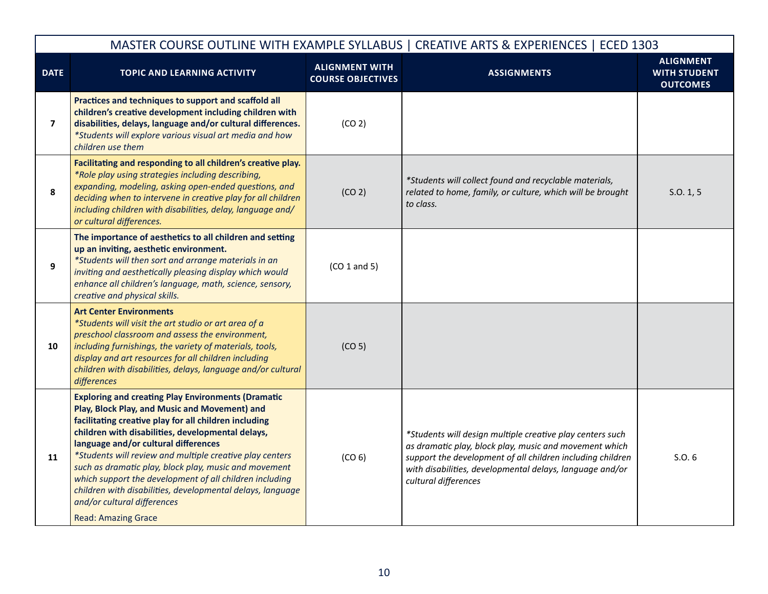| MASTER COURSE OUTLINE WITH EXAMPLE SYLLABUS \| CREATIVE ARTS & EXPERIENCES \| ECED 1303 | | | | |
|---|---|---|---|---|
| **DATE** | **TOPIC AND LEARNING ACTIVITY** | **ALIGNMENT WITH COURSE OBJECTIVES** | **ASSIGNMENTS** | **ALIGNMENT WITH STUDENT OUTCOMES** |
| **7** | **Practices and techniques to support and scaffold all children's creative development including children with disabilities, delays, language and/or cultural differences.** *\*Students will explore various visual art media and how children use them* | (CO 2) | | |
| **8** | **Facilitating and responding to all children's creative play.** *\*Role play using strategies including describing, expanding, modeling, asking open-ended questions, and deciding when to intervene in creative play for all children including children with disabilities, delay, language and/ or cultural differences.* | (CO 2) | *\*Students will collect found and recyclable materials, related to home, family, or culture, which will be brought to class.* | S.O. 1, 5 |
| **9** | **The importance of aesthetics to all children and setting up an inviting, aesthetic environment.** *\*Students will then sort and arrange materials in an inviting and aesthetically pleasing display which would enhance all children's language, math, science, sensory, creative and physical skills.* | (CO 1 and 5) | | |
| **10** | **Art Center Environments** *\*Students will visit the art studio or art area of a preschool classroom and assess the environment, including furnishings, the variety of materials, tools, display and art resources for all children including children with disabilities, delays, language and/or cultural differences* | (CO 5) | | |
| **11** | **Exploring and creating Play Environments (Dramatic Play, Block Play, and Music and Movement) and facilitating creative play for all children including children with disabilities, developmental delays, language and/or cultural differences** *\*Students will review and multiple creative play centers such as dramatic play, block play, music and movement which support the development of all children including children with disabilities, developmental delays, language and/or cultural differences* Read: Amazing Grace | (CO 6) | *\*Students will design multiple creative play centers such as dramatic play, block play, music and movement which support the development of all children including children with disabilities, developmental delays, language and/or cultural differences* | S.O. 6 |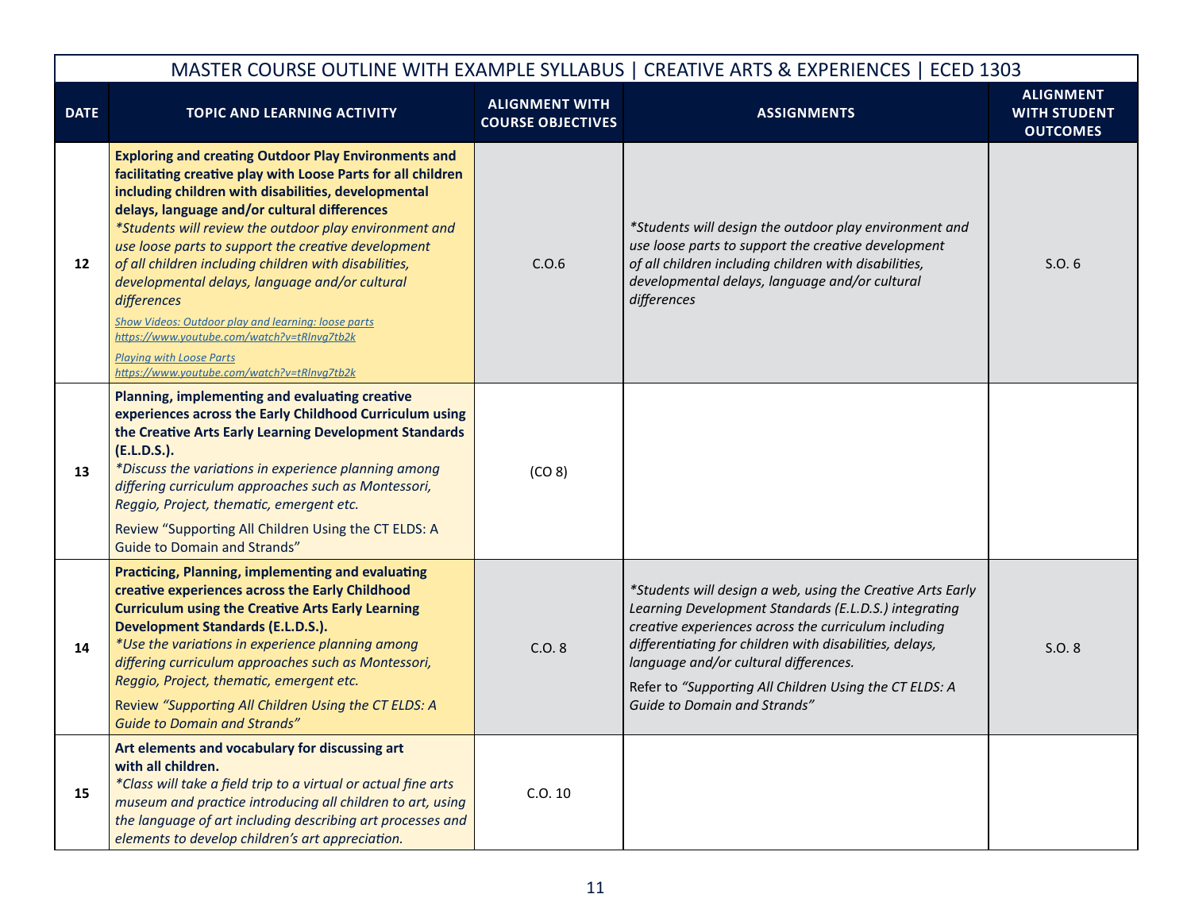| MASTER COURSE OUTLINE WITH EXAMPLE SYLLABUS \| CREATIVE ARTS & EXPERIENCES \| ECED 1303 | | | | |
|---|---|---|---|---|
| **DATE** | **TOPIC AND LEARNING ACTIVITY** | **ALIGNMENT WITH COURSE OBJECTIVES** | **ASSIGNMENTS** | **ALIGNMENT WITH STUDENT OUTCOMES** |
| 12 | **Exploring and creating Outdoor Play Environments and facilitating creative play with Loose Parts for all children including children with disabilities, developmental delays, language and/or cultural differences** *\*Students will review the outdoor play environment and use loose parts to support the creative development of all children including children with disabilities, developmental delays, language and/or cultural differences* Show Videos: Outdoor play and learning: loose parts https://www.youtube.com/watch?v=tRlnvg7tb2k Playing with Loose Parts https://www.youtube.com/watch?v=tRlnvg7tb2k | C.O.6 | *\*Students will design the outdoor play environment and use loose parts to support the creative development of all children including children with disabilities, developmental delays, language and/or cultural differences* | S.O. 6 |
| 13 | **Planning, implementing and evaluating creative experiences across the Early Childhood Curriculum using the Creative Arts Early Learning Development Standards (E.L.D.S.).** *\*Discuss the variations in experience planning among differing curriculum approaches such as Montessori, Reggio, Project, thematic, emergent etc.* Review "Supporting All Children Using the CT ELDS: A Guide to Domain and Strands" | (CO 8) | | |
| 14 | **Practicing, Planning, implementing and evaluating creative experiences across the Early Childhood Curriculum using the Creative Arts Early Learning Development Standards (E.L.D.S.).** *\*Use the variations in experience planning among differing curriculum approaches such as Montessori, Reggio, Project, thematic, emergent etc.* Review *"Supporting All Children Using the CT ELDS: A Guide to Domain and Strands"* | C.O. 8 | *\*Students will design a web, using the Creative Arts Early Learning Development Standards (E.L.D.S.) integrating creative experiences across the curriculum including differentiating for children with disabilities, delays, language and/or cultural differences.* Refer to *"Supporting All Children Using the CT ELDS: A Guide to Domain and Strands"* | S.O. 8 |
| 15 | **Art elements and vocabulary for discussing art with all children.** *\*Class will take a field trip to a virtual or actual fine arts museum and practice introducing all children to art, using the language of art including describing art processes and elements to develop children's art appreciation.* | C.O. 10 | | |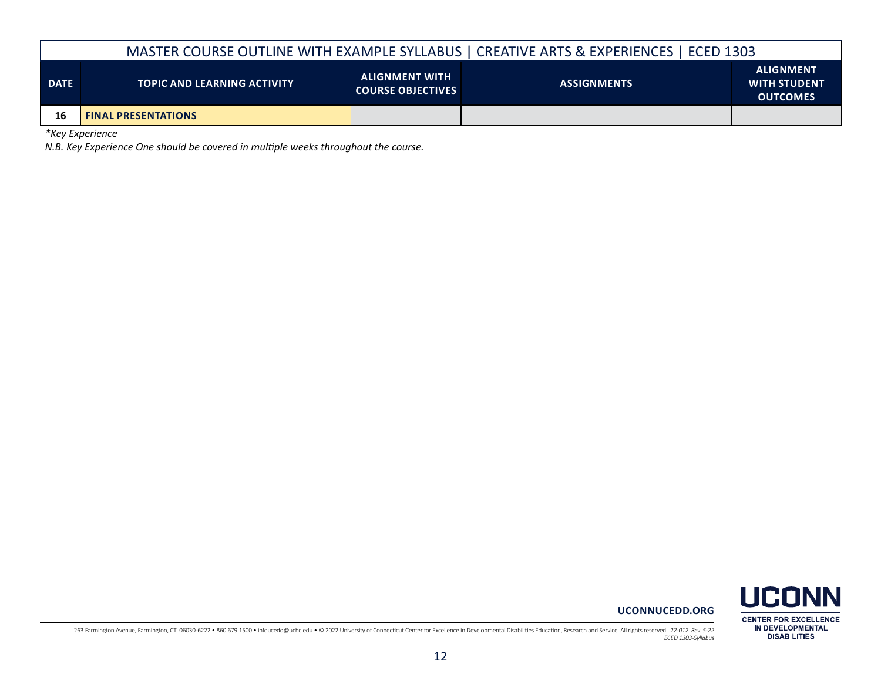| MASTER COURSE OUTLINE WITH EXAMPLE SYLLABUS \| CREATIVE ARTS & EXPERIENCES \| ECED 1303 | | | | |
|---|---|---|---|---|
| **DATE** | **TOPIC AND LEARNING ACTIVITY** | **ALIGNMENT WITH COURSE OBJECTIVES** | **ASSIGNMENTS** | **ALIGNMENT WITH STUDENT OUTCOMES** |
| **16** | **FINAL PRESENTATIONS** | | | |

*\*Key Experience*

*N.B. Key Experience One should be covered in multiple weeks throughout the course.*

**UCONNUCEDD.ORG**

UCONN CENTER FOR EXCELLENCE IN DEVELOPMENTAL DISABILITIES

263 Farmington Avenue, Farmington, CT 06030-6222 • 860.679.1500 • infoucedd@uchc.edu • © 2022 University of Connecticut Center for Excellence in Developmental Disabilities Education, Research and Service. All rights reserved. *22-012 Rev. 5-22*
*ECED 1303-Syllabus*